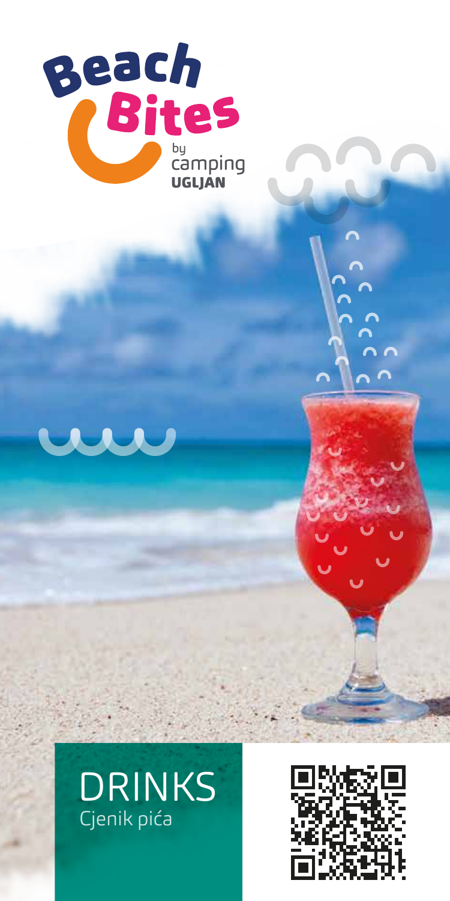# Beach Bites

by camping UGLJAN

# DRINKS

Cjenik pića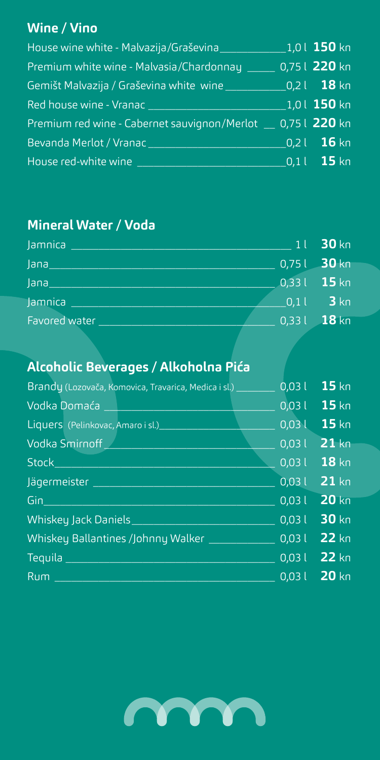## Wine / Vino

| Item | Volume | Price |
|---|---|---|
| House wine white - Malvazija/Graševina | 1,0 l | **150** kn |
| Premium white wine - Malvasia/Chardonnay | 0,75 l | **220** kn |
| Gemišt Malvazija / Graševina white wine | 0,2 l | **18** kn |
| Red house wine - Vranac | 1,0 l | **150** kn |
| Premium red wine - Cabernet sauvignon/Merlot | 0,75 l | **220** kn |
| Bevanda Merlot / Vranac | 0,2 l | **16** kn |
| House red-white wine | 0,1 l | **15** kn |

## Mineral Water / Voda

| Item | Volume | Price |
|---|---|---|
| Jamnica | 1 l | **30** kn |
| Jana | 0,75 l | **30** kn |
| Jana | 0,33 l | **15** kn |
| Jamnica | 0,1 l | **3** kn |
| Favored water | 0,33 l | **18** kn |

## Alcoholic Beverages / Alkoholna Pića

| Item | Volume | Price |
|---|---|---|
| Brandy (Lozovača, Komovica, Travarica, Medica i sl.) | 0,03 l | **15** kn |
| Vodka Domaća | 0,03 l | **15** kn |
| Liquers (Pelinkovac, Amaro i sl.) | 0,03 l | **15** kn |
| Vodka Smirnoff | 0,03 l | **21** kn |
| Stock | 0,03 l | **18** kn |
| Jägermeister | 0,03 l | **21** kn |
| Gin | 0,03 l | **20** kn |
| Whiskey Jack Daniels | 0,03 l | **30** kn |
| Whiskey Ballantines /Johnny Walker | 0,03 l | **22** kn |
| Tequila | 0,03 l | **22** kn |
| Rum | 0,03 l | **20** kn |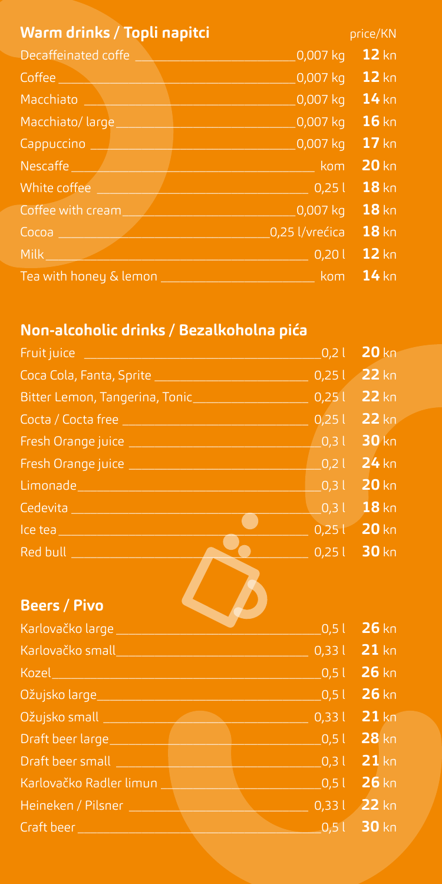## Warm drinks / Topli napitci

| Item | Quantity | price/KN |
|---|---|---|
| Decaffeinated coffe | 0,007 kg | **12** kn |
| Coffee | 0,007 kg | **12** kn |
| Macchiato | 0,007 kg | **14** kn |
| Macchiato/ large | 0,007 kg | **16** kn |
| Cappuccino | 0,007 kg | **17** kn |
| Nescaffe | kom | **20** kn |
| White coffee | 0,25 l | **18** kn |
| Coffee with cream | 0,007 kg | **18** kn |
| Cocoa | 0,25 l/vrećica | **18** kn |
| Milk | 0,20 l | **12** kn |
| Tea with honey & lemon | kom | **14** kn |

## Non-alcoholic drinks / Bezalkoholna pića

| Item | Quantity | Price |
|---|---|---|
| Fruit juice | 0,2 l | **20** kn |
| Coca Cola, Fanta, Sprite | 0,25 l | **22** kn |
| Bitter Lemon, Tangerina, Tonic | 0,25 l | **22** kn |
| Cocta / Cocta free | 0,25 l | **22** kn |
| Fresh Orange juice | 0,3 l | **30** kn |
| Fresh Orange juice | 0,2 l | **24** kn |
| Limonade | 0,3 l | **20** kn |
| Cedevita | 0,3 l | **18** kn |
| Ice tea | 0,25 l | **20** kn |
| Red bull | 0,25 l | **30** kn |

## Beers / Pivo

| Item | Quantity | Price |
|---|---|---|
| Karlovačko large | 0,5 l | **26** kn |
| Karlovačko small | 0,33 l | **21** kn |
| Kozel | 0,5 l | **26** kn |
| Ožujsko large | 0,5 l | **26** kn |
| Ožujsko small | 0,33 l | **21** kn |
| Draft beer large | 0,5 l | **28** kn |
| Draft beer small | 0,3 l | **21** kn |
| Karlovačko Radler limun | 0,5 l | **26** kn |
| Heineken / Pilsner | 0,33 l | **22** kn |
| Craft beer | 0,5 l | **30** kn |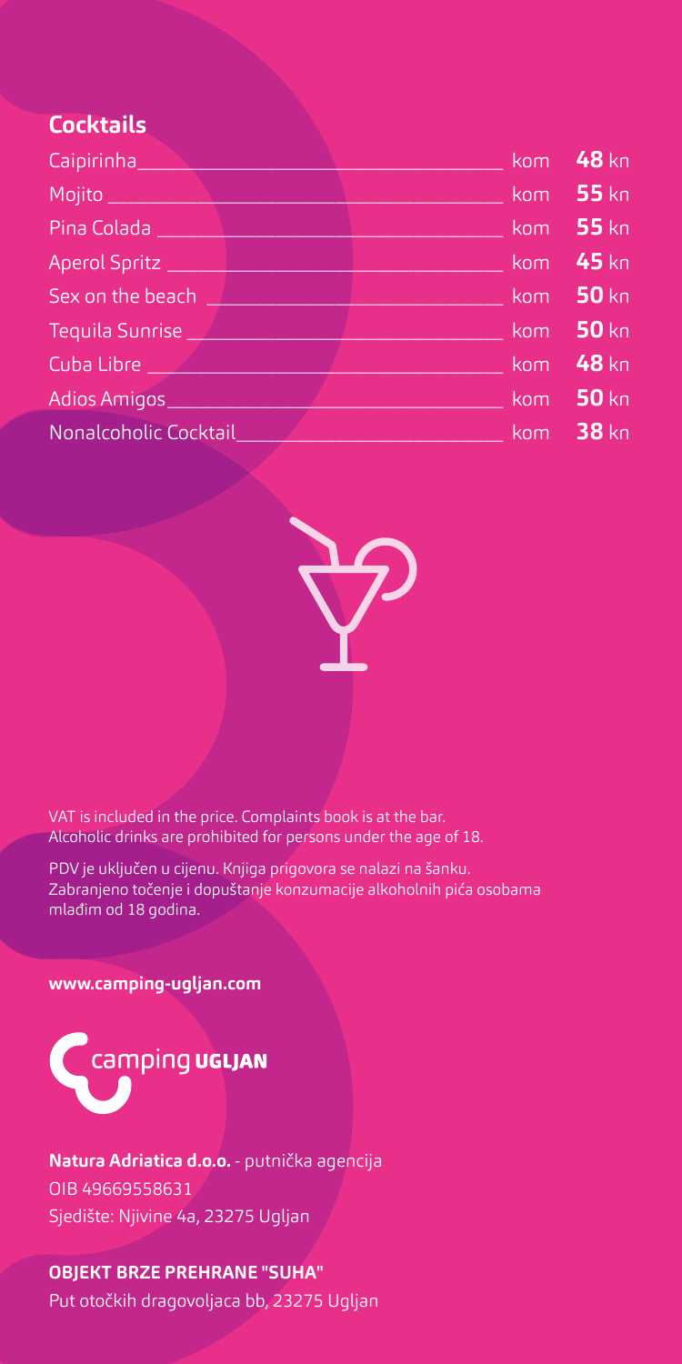## Cocktails

| | | |
|---|---|---|
| Caipirinha | kom | **48** kn |
| Mojito | kom | **55** kn |
| Pina Colada | kom | **55** kn |
| Aperol Spritz | kom | **45** kn |
| Sex on the beach | kom | **50** kn |
| Tequila Sunrise | kom | **50** kn |
| Cuba Libre | kom | **48** kn |
| Adios Amigos | kom | **50** kn |
| Nonalcoholic Cocktail | kom | **38** kn |

VAT is included in the price. Complaints book is at the bar.
Alcoholic drinks are prohibited for persons under the age of 18.

PDV je uključen u cijenu. Knjiga prigovora se nalazi na šanku.
Zabranjeno točenje i dopuštanje konzumacije alkoholnih pića osobama mlađim od 18 godina.

**www.camping-ugljan.com**

camping **UGLJAN**

**Natura Adriatica d.o.o.** - putnička agencija
OIB 49669558631
Sjedište: Njivine 4a, 23275 Ugljan

**OBJEKT BRZE PREHRANE "SUHA"**
Put otočkih dragovoljaca bb, 23275 Ugljan